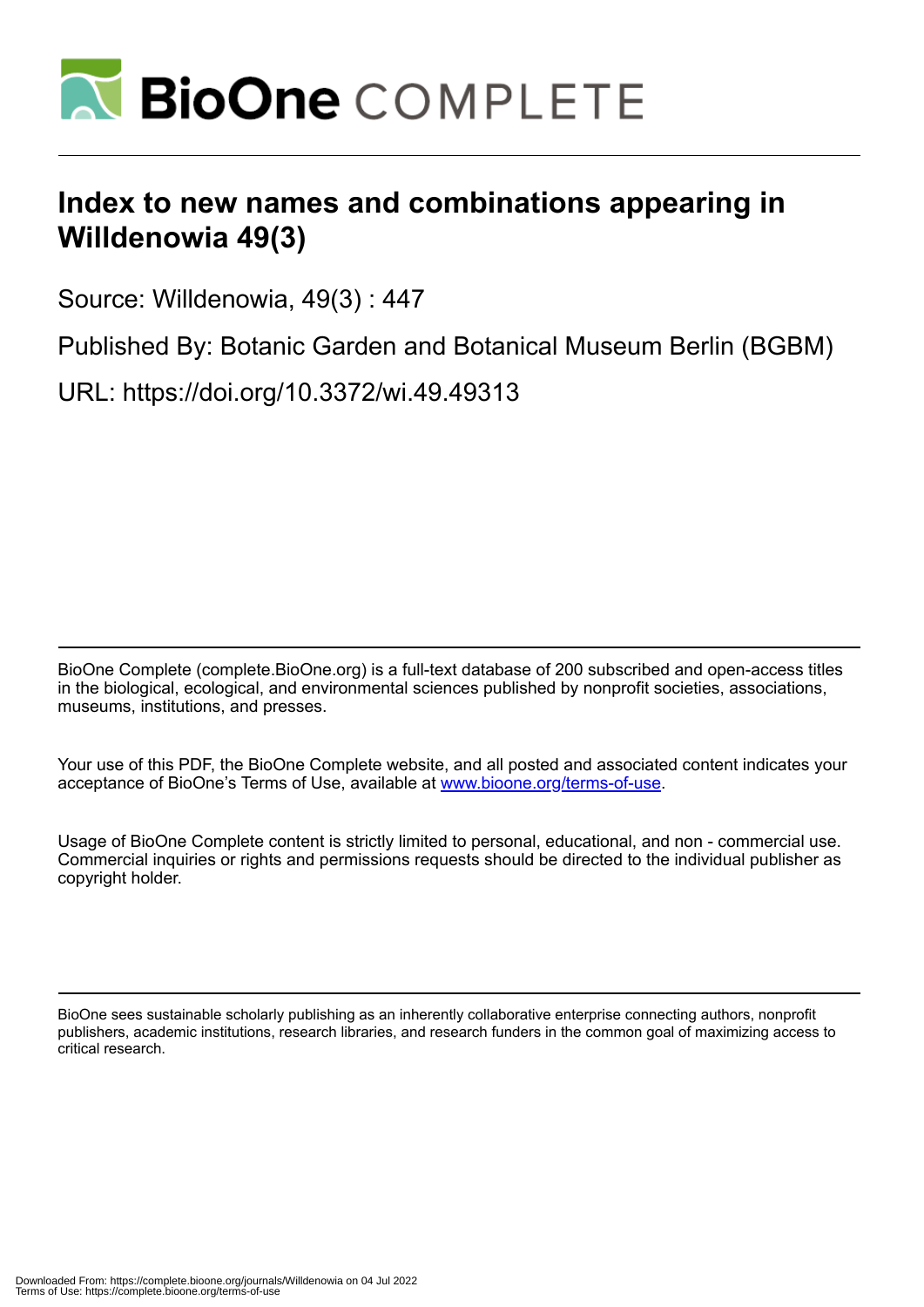# Index to new names and combinations appearing in Willdenowia 49(3)

Source: Willdenowia, 49(3) : 447

Published By: Botanic Garden and Botanical Museum Berlin (BGBM)

URL: https://doi.org/10.3372/wi.49.49313

BioOne Complete (complete.BioOne.org) is a full-text database of 200 subscribed and open-access titles in the biological, ecological, and environmental sciences published by nonprofit societies, associations, museums, institutions, and presses.

Your use of this PDF, the BioOne Complete website, and all posted and associated content indicates your acceptance of BioOne's Terms of Use, available at www.bioone.org/terms-of-use.

Usage of BioOne Complete content is strictly limited to personal, educational, and non - commercial use. Commercial inquiries or rights and permissions requests should be directed to the individual publisher as copyright holder.

BioOne sees sustainable scholarly publishing as an inherently collaborative enterprise connecting authors, nonprofit publishers, academic institutions, research libraries, and research funders in the common goal of maximizing access to critical research.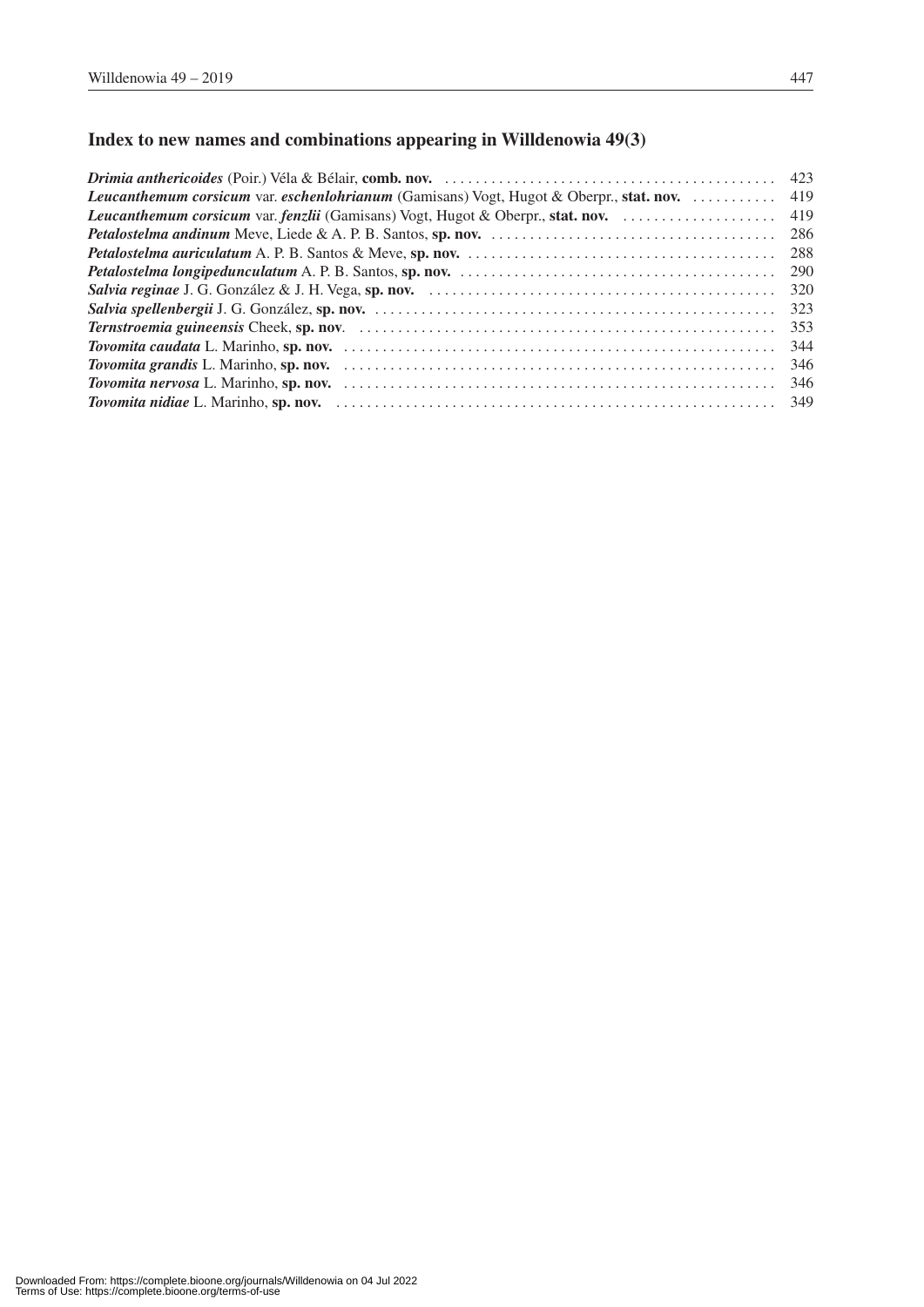## Index to new names and combinations appearing in Willdenowia 49(3)

***Drimia anthericoides*** (Poir.) Véla & Bélair, **comb. nov.** .......... 423
***Leucanthemum corsicum*** var. ***eschenlohrianum*** (Gamisans) Vogt, Hugot & Oberpr., **stat. nov.** .......... 419
***Leucanthemum corsicum*** var. ***fenzlii*** (Gamisans) Vogt, Hugot & Oberpr., **stat. nov.** .......... 419
***Petalostelma andinum*** Meve, Liede & A. P. B. Santos, **sp. nov.** .......... 286
***Petalostelma auriculatum*** A. P. B. Santos & Meve, **sp. nov.** .......... 288
***Petalostelma longipedunculatum*** A. P. B. Santos, **sp. nov.** .......... 290
***Salvia reginae*** J. G. González & J. H. Vega, **sp. nov.** .......... 320
***Salvia spellenbergii*** J. G. González, **sp. nov.** .......... 323
***Ternstroemia guineensis*** Cheek, **sp. nov**. .......... 353
***Tovomita caudata*** L. Marinho, **sp. nov.** .......... 344
***Tovomita grandis*** L. Marinho, **sp. nov.** .......... 346
***Tovomita nervosa*** L. Marinho, **sp. nov.** .......... 346
***Tovomita nidiae*** L. Marinho, **sp. nov.** .......... 349